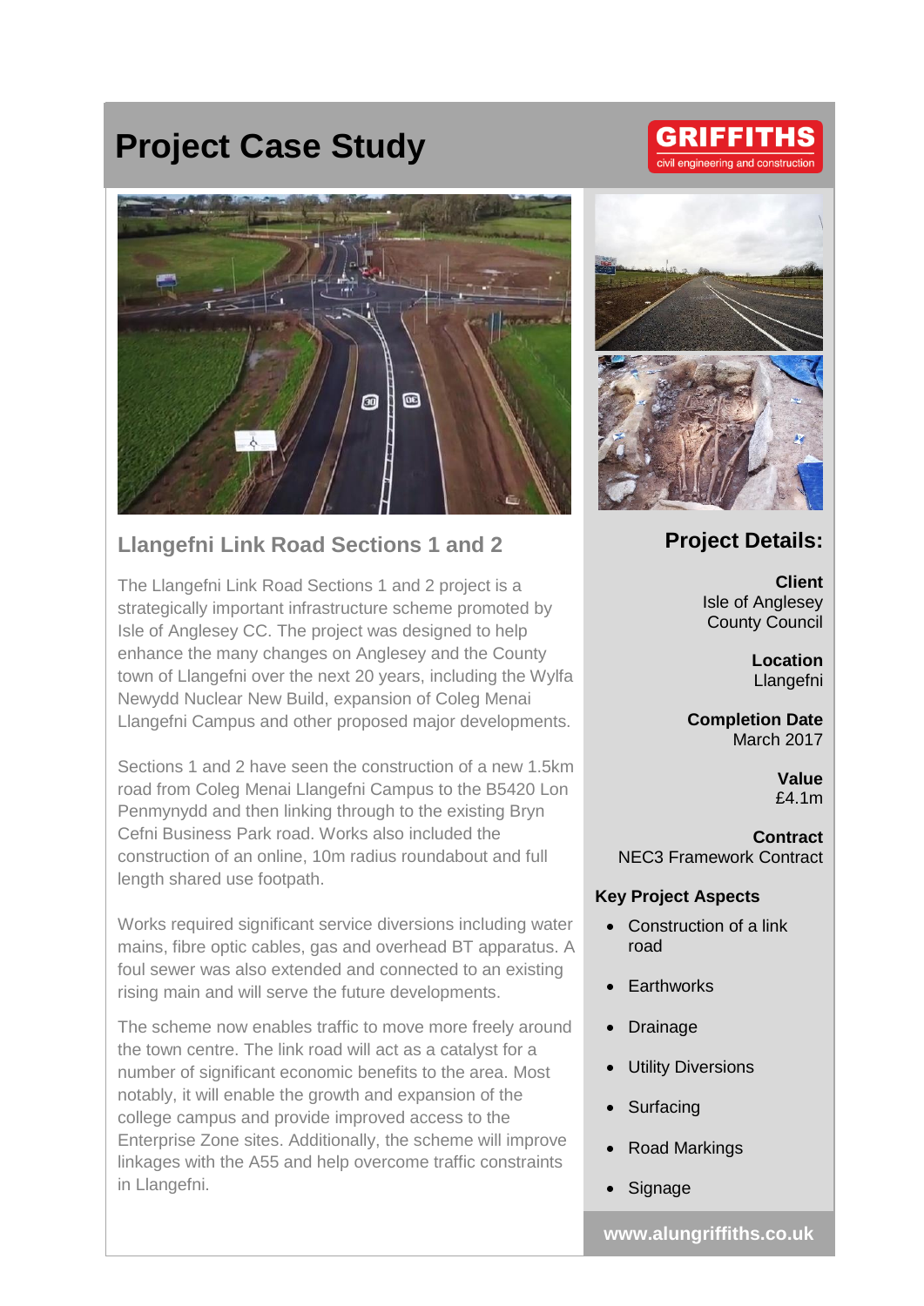# Project Case Study

GRIFFITHS
civil engineering and construction

## Llangefni Link Road Sections 1 and 2

The Llangefni Link Road Sections 1 and 2 project is a strategically important infrastructure scheme promoted by Isle of Anglesey CC. The project was designed to help enhance the many changes on Anglesey and the County town of Llangefni over the next 20 years, including the Wylfa Newydd Nuclear New Build, expansion of Coleg Menai Llangefni Campus and other proposed major developments.

Sections 1 and 2 have seen the construction of a new 1.5km road from Coleg Menai Llangefni Campus to the B5420 Lon Penmynydd and then linking through to the existing Bryn Cefni Business Park road. Works also included the construction of an online, 10m radius roundabout and full length shared use footpath.

Works required significant service diversions including water mains, fibre optic cables, gas and overhead BT apparatus. A foul sewer was also extended and connected to an existing rising main and will serve the future developments.

The scheme now enables traffic to move more freely around the town centre. The link road will act as a catalyst for a number of significant economic benefits to the area. Most notably, it will enable the growth and expansion of the college campus and provide improved access to the Enterprise Zone sites. Additionally, the scheme will improve linkages with the A55 and help overcome traffic constraints in Llangefni.

## Project Details:

**Client**
Isle of Anglesey County Council

**Location**
Llangefni

**Completion Date**
March 2017

**Value**
£4.1m

**Contract**
NEC3 Framework Contract

**Key Project Aspects**

- Construction of a link road
- Earthworks
- Drainage
- Utility Diversions
- Surfacing
- Road Markings
- Signage

**www.alungriffiths.co.uk**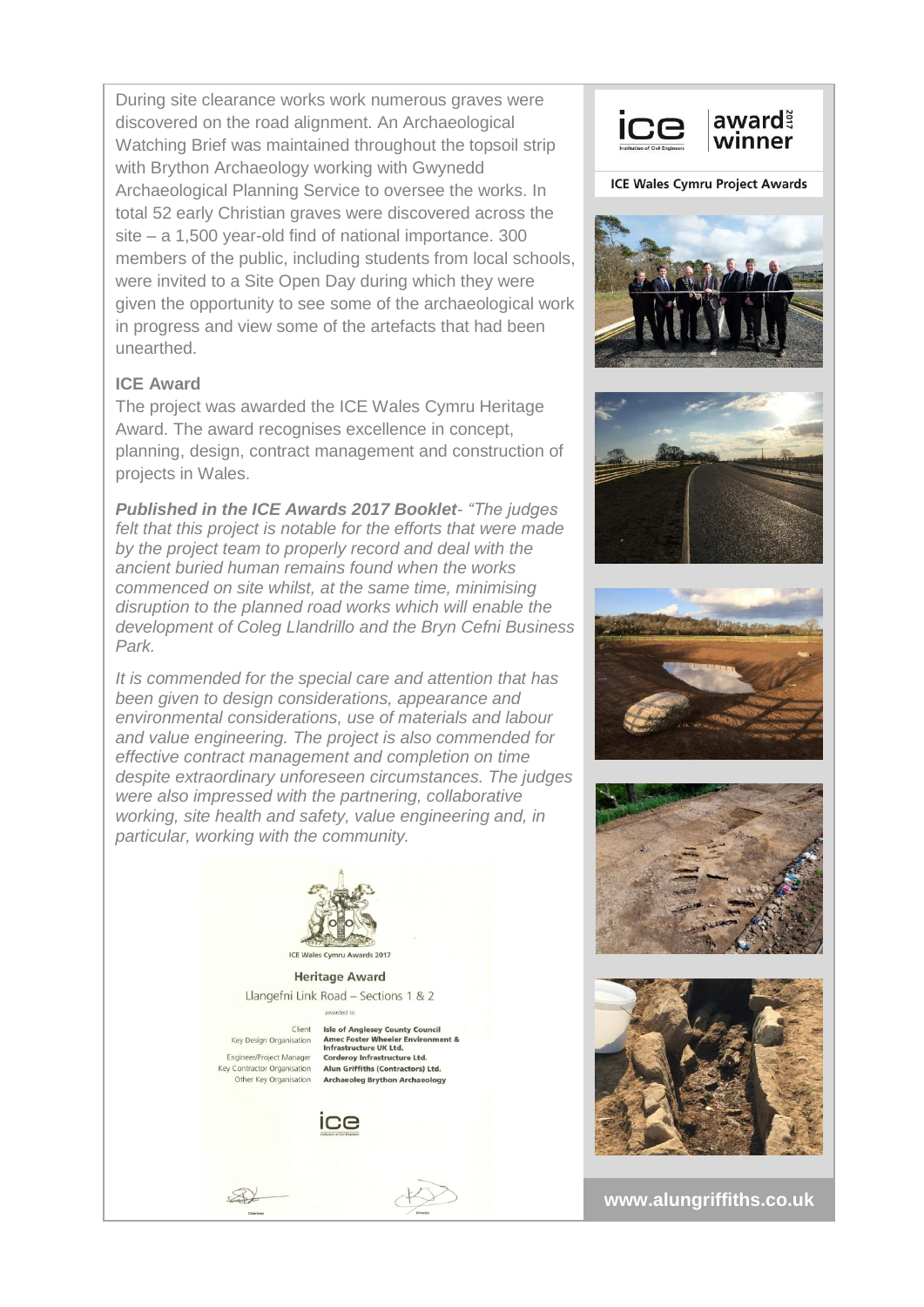During site clearance works work numerous graves were discovered on the road alignment. An Archaeological Watching Brief was maintained throughout the topsoil strip with Brython Archaeology working with Gwynedd Archaeological Planning Service to oversee the works. In total 52 early Christian graves were discovered across the site – a 1,500 year-old find of national importance. 300 members of the public, including students from local schools, were invited to a Site Open Day during which they were given the opportunity to see some of the archaeological work in progress and view some of the artefacts that had been unearthed.

## ICE Award

The project was awarded the ICE Wales Cymru Heritage Award. The award recognises excellence in concept, planning, design, contract management and construction of projects in Wales.

***Published in the ICE Awards 2017 Booklet**- "The judges felt that this project is notable for the efforts that were made by the project team to properly record and deal with the ancient buried human remains found when the works commenced on site whilst, at the same time, minimising disruption to the planned road works which will enable the development of Coleg Llandrillo and the Bryn Cefni Business Park.*

*It is commended for the special care and attention that has been given to design considerations, appearance and environmental considerations, use of materials and labour and value engineering. The project is also commended for effective contract management and completion on time despite extraordinary unforeseen circumstances. The judges were also impressed with the partnering, collaborative working, site health and safety, value engineering and, in particular, working with the community.*

ICE Wales Cymru Awards 2017

**Heritage Award**

Llangefni Link Road – Sections 1 & 2

awarded to

| | |
|---|---|
| Client | **Isle of Anglesey County Council** |
| Key Design Organisation | **Amec Foster Wheeler Environment & Infrastructure UK Ltd.** |
| Engineer/Project Manager | **Corderoy Infrastructure Ltd.** |
| Key Contractor Organisation | **Alun Griffiths (Contractors) Ltd.** |
| Other Key Organisation | **Archaeoleg Brython Archaeology** |

ice award 2017 winner

**ICE Wales Cymru Project Awards**

**www.alungriffiths.co.uk**